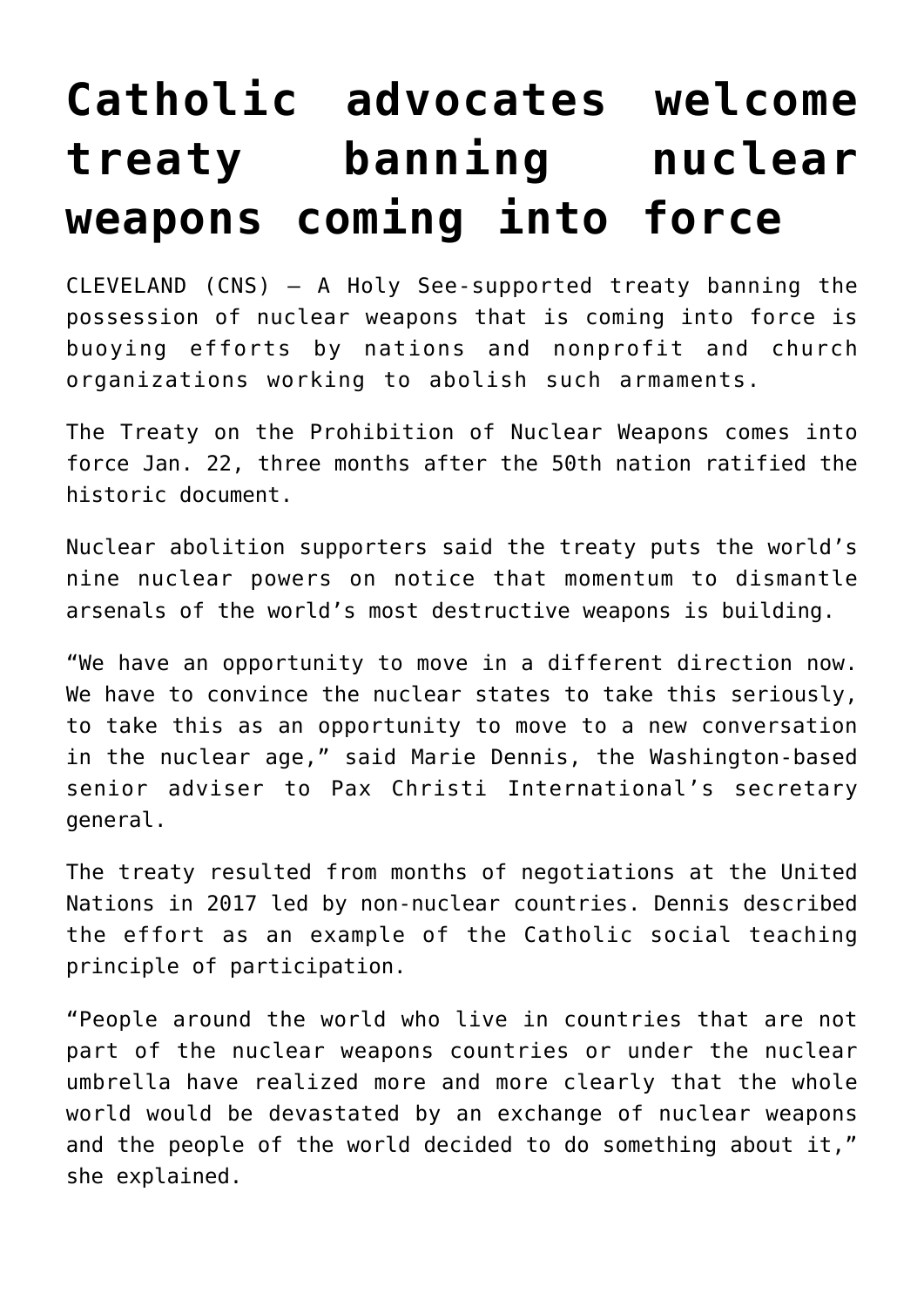# Catholic advocates welcome treaty banning nuclear weapons coming into force

CLEVELAND (CNS) — A Holy See-supported treaty banning the possession of nuclear weapons that is coming into force is buoying efforts by nations and nonprofit and church organizations working to abolish such armaments.

The Treaty on the Prohibition of Nuclear Weapons comes into force Jan. 22, three months after the 50th nation ratified the historic document.

Nuclear abolition supporters said the treaty puts the world's nine nuclear powers on notice that momentum to dismantle arsenals of the world's most destructive weapons is building.

"We have an opportunity to move in a different direction now. We have to convince the nuclear states to take this seriously, to take this as an opportunity to move to a new conversation in the nuclear age," said Marie Dennis, the Washington-based senior adviser to Pax Christi International's secretary general.

The treaty resulted from months of negotiations at the United Nations in 2017 led by non-nuclear countries. Dennis described the effort as an example of the Catholic social teaching principle of participation.

"People around the world who live in countries that are not part of the nuclear weapons countries or under the nuclear umbrella have realized more and more clearly that the whole world would be devastated by an exchange of nuclear weapons and the people of the world decided to do something about it," she explained.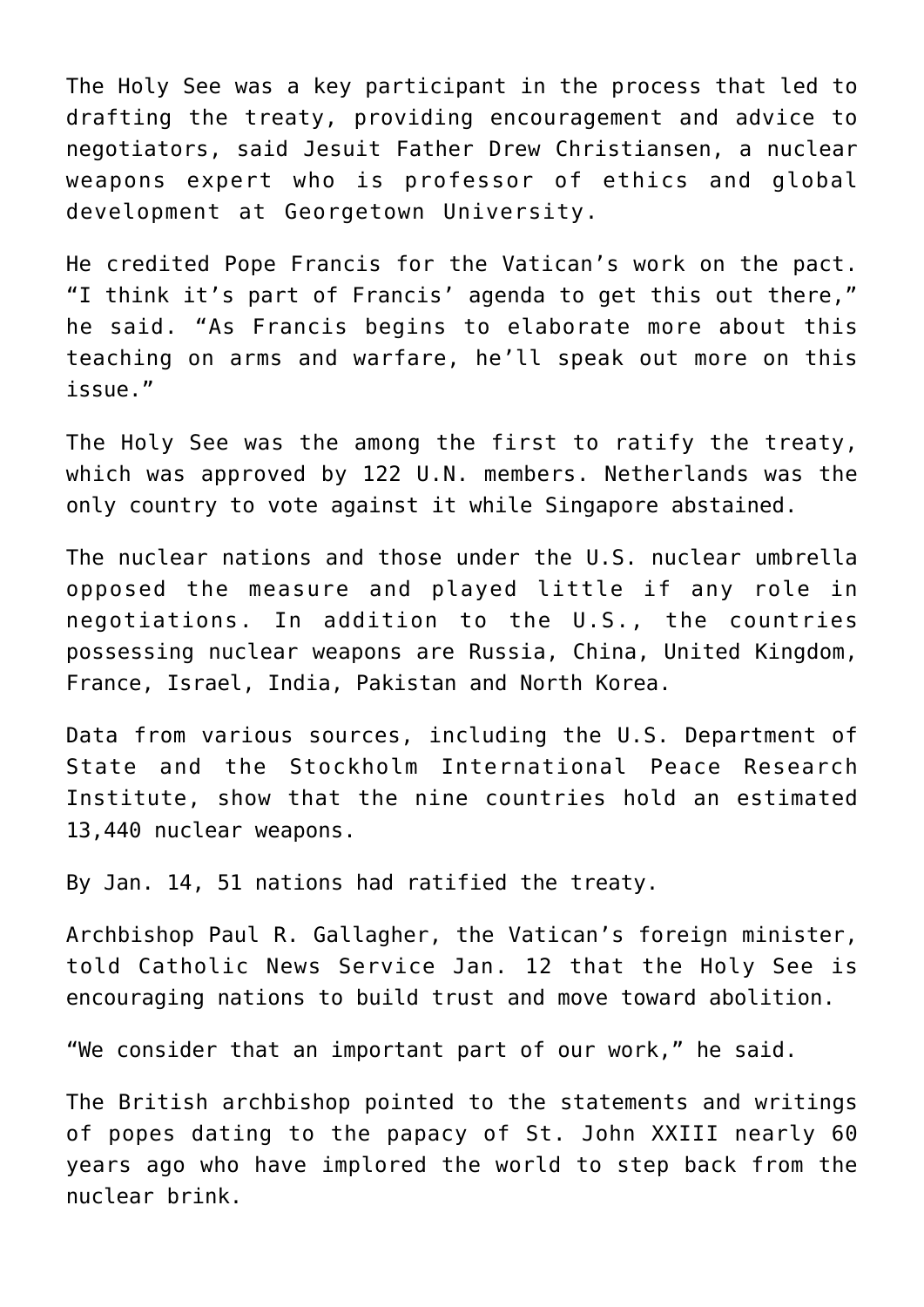The Holy See was a key participant in the process that led to drafting the treaty, providing encouragement and advice to negotiators, said Jesuit Father Drew Christiansen, a nuclear weapons expert who is professor of ethics and global development at Georgetown University.

He credited Pope Francis for the Vatican's work on the pact. "I think it's part of Francis' agenda to get this out there," he said. "As Francis begins to elaborate more about this teaching on arms and warfare, he'll speak out more on this issue."

The Holy See was the among the first to ratify the treaty, which was approved by 122 U.N. members. Netherlands was the only country to vote against it while Singapore abstained.

The nuclear nations and those under the U.S. nuclear umbrella opposed the measure and played little if any role in negotiations. In addition to the U.S., the countries possessing nuclear weapons are Russia, China, United Kingdom, France, Israel, India, Pakistan and North Korea.

Data from various sources, including the U.S. Department of State and the Stockholm International Peace Research Institute, show that the nine countries hold an estimated 13,440 nuclear weapons.

By Jan. 14, 51 nations had ratified the treaty.

Archbishop Paul R. Gallagher, the Vatican's foreign minister, told Catholic News Service Jan. 12 that the Holy See is encouraging nations to build trust and move toward abolition.

"We consider that an important part of our work," he said.

The British archbishop pointed to the statements and writings of popes dating to the papacy of St. John XXIII nearly 60 years ago who have implored the world to step back from the nuclear brink.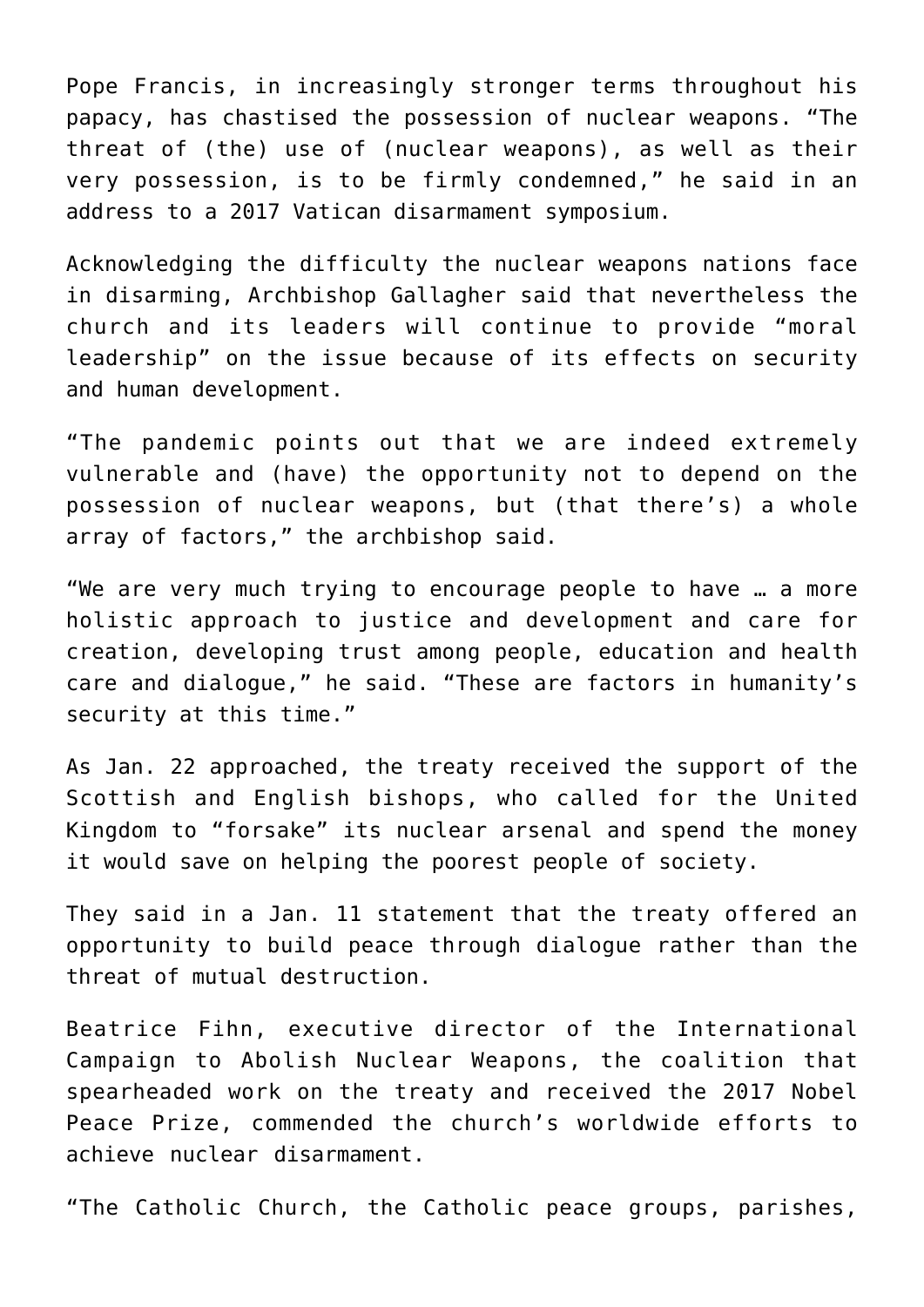Pope Francis, in increasingly stronger terms throughout his papacy, has chastised the possession of nuclear weapons. “The threat of (the) use of (nuclear weapons), as well as their very possession, is to be firmly condemned,” he said in an address to a 2017 Vatican disarmament symposium.

Acknowledging the difficulty the nuclear weapons nations face in disarming, Archbishop Gallagher said that nevertheless the church and its leaders will continue to provide “moral leadership” on the issue because of its effects on security and human development.

“The pandemic points out that we are indeed extremely vulnerable and (have) the opportunity not to depend on the possession of nuclear weapons, but (that there’s) a whole array of factors,” the archbishop said.

“We are very much trying to encourage people to have … a more holistic approach to justice and development and care for creation, developing trust among people, education and health care and dialogue,” he said. “These are factors in humanity’s security at this time.”

As Jan. 22 approached, the treaty received the support of the Scottish and English bishops, who called for the United Kingdom to “forsake” its nuclear arsenal and spend the money it would save on helping the poorest people of society.

They said in a Jan. 11 statement that the treaty offered an opportunity to build peace through dialogue rather than the threat of mutual destruction.

Beatrice Fihn, executive director of the International Campaign to Abolish Nuclear Weapons, the coalition that spearheaded work on the treaty and received the 2017 Nobel Peace Prize, commended the church’s worldwide efforts to achieve nuclear disarmament.

“The Catholic Church, the Catholic peace groups, parishes,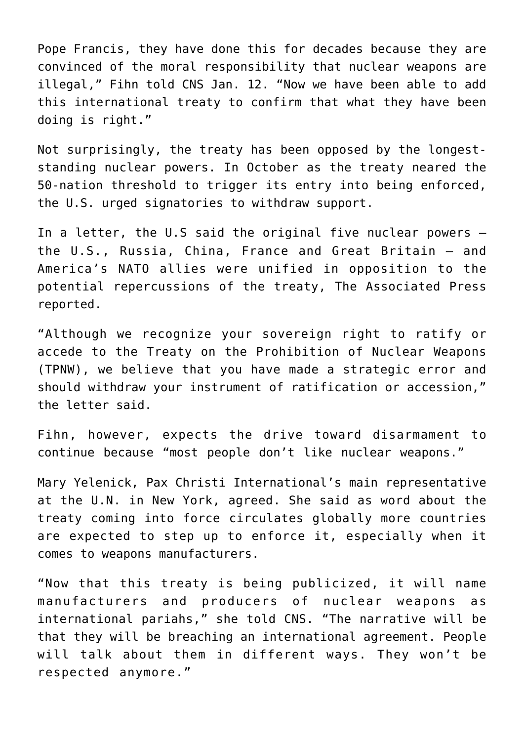Pope Francis, they have done this for decades because they are convinced of the moral responsibility that nuclear weapons are illegal," Fihn told CNS Jan. 12. "Now we have been able to add this international treaty to confirm that what they have been doing is right."

Not surprisingly, the treaty has been opposed by the longest-standing nuclear powers. In October as the treaty neared the 50-nation threshold to trigger its entry into being enforced, the U.S. urged signatories to withdraw support.

In a letter, the U.S said the original five nuclear powers — the U.S., Russia, China, France and Great Britain — and America's NATO allies were unified in opposition to the potential repercussions of the treaty, The Associated Press reported.

"Although we recognize your sovereign right to ratify or accede to the Treaty on the Prohibition of Nuclear Weapons (TPNW), we believe that you have made a strategic error and should withdraw your instrument of ratification or accession," the letter said.

Fihn, however, expects the drive toward disarmament to continue because "most people don't like nuclear weapons."

Mary Yelenick, Pax Christi International's main representative at the U.N. in New York, agreed. She said as word about the treaty coming into force circulates globally more countries are expected to step up to enforce it, especially when it comes to weapons manufacturers.

"Now that this treaty is being publicized, it will name manufacturers and producers of nuclear weapons as international pariahs," she told CNS. "The narrative will be that they will be breaching an international agreement. People will talk about them in different ways. They won't be respected anymore."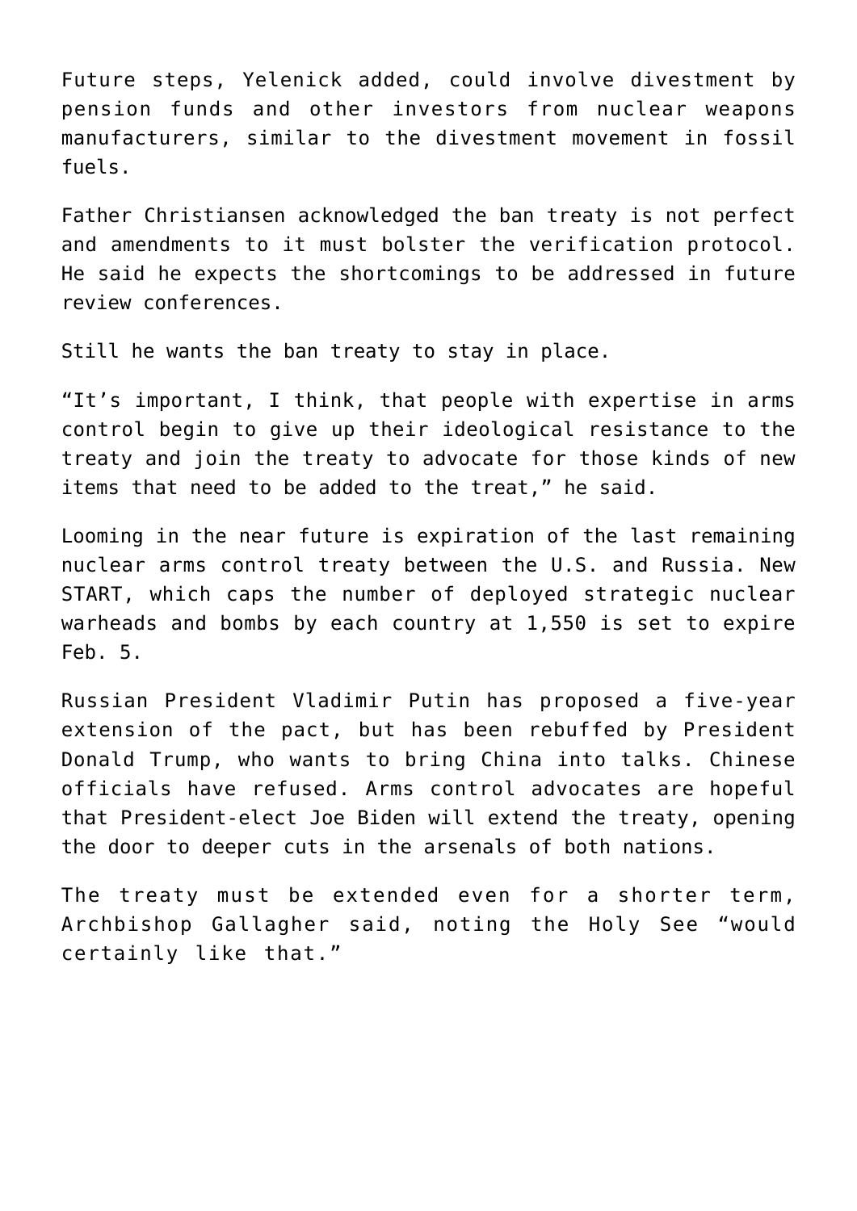Future steps, Yelenick added, could involve divestment by pension funds and other investors from nuclear weapons manufacturers, similar to the divestment movement in fossil fuels.

Father Christiansen acknowledged the ban treaty is not perfect and amendments to it must bolster the verification protocol. He said he expects the shortcomings to be addressed in future review conferences.

Still he wants the ban treaty to stay in place.

"It's important, I think, that people with expertise in arms control begin to give up their ideological resistance to the treaty and join the treaty to advocate for those kinds of new items that need to be added to the treat," he said.

Looming in the near future is expiration of the last remaining nuclear arms control treaty between the U.S. and Russia. New START, which caps the number of deployed strategic nuclear warheads and bombs by each country at 1,550 is set to expire Feb. 5.

Russian President Vladimir Putin has proposed a five-year extension of the pact, but has been rebuffed by President Donald Trump, who wants to bring China into talks. Chinese officials have refused. Arms control advocates are hopeful that President-elect Joe Biden will extend the treaty, opening the door to deeper cuts in the arsenals of both nations.

The treaty must be extended even for a shorter term, Archbishop Gallagher said, noting the Holy See "would certainly like that."